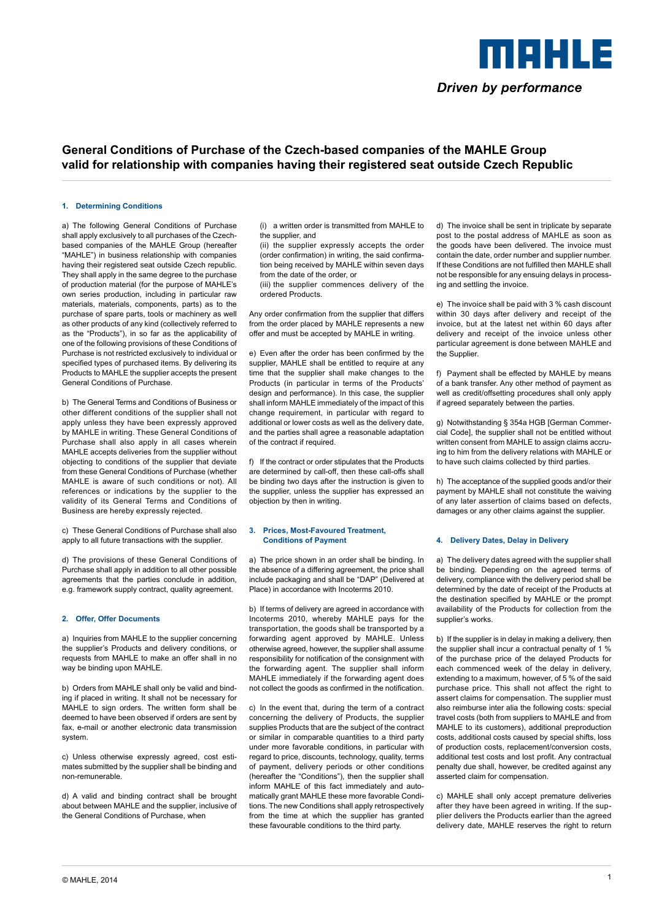# General Conditions of Purchase of the Czech-based companies of the MAHLE Group valid for relationship with companies having their registered seat outside Czech Republic

## 1. Determining Conditions

a) The following General Conditions of Purchase shall apply exclusively to all purchases of the Czech-based companies of the MAHLE Group (hereafter "MAHLE") in business relationship with companies having their registered seat outside Czech republic. They shall apply in the same degree to the purchase of production material (for the purpose of MAHLE's own series production, including in particular raw materials, materials, components, parts) as to the purchase of spare parts, tools or machinery as well as other products of any kind (collectively referred to as the "Products"), in so far as the applicability of one of the following provisions of these Conditions of Purchase is not restricted exclusively to individual or specified types of purchased items. By delivering its Products to MAHLE the supplier accepts the present General Conditions of Purchase.

b) The General Terms and Conditions of Business or other different conditions of the supplier shall not apply unless they have been expressly approved by MAHLE in writing. These General Conditions of Purchase shall also apply in all cases wherein MAHLE accepts deliveries from the supplier without objecting to conditions of the supplier that deviate from these General Conditions of Purchase (whether MAHLE is aware of such conditions or not). All references or indications by the supplier to the validity of its General Terms and Conditions of Business are hereby expressly rejected.

c) These General Conditions of Purchase shall also apply to all future transactions with the supplier.

d) The provisions of these General Conditions of Purchase shall apply in addition to all other possible agreements that the parties conclude in addition, e.g. framework supply contract, quality agreement.

## 2. Offer, Offer Documents

a) Inquiries from MAHLE to the supplier concerning the supplier's Products and delivery conditions, or requests from MAHLE to make an offer shall in no way be binding upon MAHLE.

b) Orders from MAHLE shall only be valid and binding if placed in writing. It shall not be necessary for MAHLE to sign orders. The written form shall be deemed to have been observed if orders are sent by fax, e-mail or another electronic data transmission system.

c) Unless otherwise expressly agreed, cost estimates submitted by the supplier shall be binding and non-remunerable.

d) A valid and binding contract shall be brought about between MAHLE and the supplier, inclusive of the General Conditions of Purchase, when

(i) a written order is transmitted from MAHLE to the supplier, and
(ii) the supplier expressly accepts the order (order confirmation) in writing, the said confirmation being received by MAHLE within seven days from the date of the order, or
(iii) the supplier commences delivery of the ordered Products.

Any order confirmation from the supplier that differs from the order placed by MAHLE represents a new offer and must be accepted by MAHLE in writing.

e) Even after the order has been confirmed by the supplier, MAHLE shall be entitled to require at any time that the supplier shall make changes to the Products (in particular in terms of the Products' design and performance). In this case, the supplier shall inform MAHLE immediately of the impact of this change requirement, in particular with regard to additional or lower costs as well as the delivery date, and the parties shall agree a reasonable adaptation of the contract if required.

f) If the contract or order stipulates that the Products are determined by call-off, then these call-offs shall be binding two days after the instruction is given to the supplier, unless the supplier has expressed an objection by then in writing.

## 3. Prices, Most-Favoured Treatment, Conditions of Payment

a) The price shown in an order shall be binding. In the absence of a differing agreement, the price shall include packaging and shall be "DAP" (Delivered at Place) in accordance with Incoterms 2010.

b) If terms of delivery are agreed in accordance with Incoterms 2010, whereby MAHLE pays for the transportation, the goods shall be transported by a forwarding agent approved by MAHLE. Unless otherwise agreed, however, the supplier shall assume responsibility for notification of the consignment with the forwarding agent. The supplier shall inform MAHLE immediately if the forwarding agent does not collect the goods as confirmed in the notification.

c) In the event that, during the term of a contract concerning the delivery of Products, the supplier supplies Products that are the subject of the contract or similar in comparable quantities to a third party under more favorable conditions, in particular with regard to price, discounts, technology, quality, terms of payment, delivery periods or other conditions (hereafter the "Conditions"), then the supplier shall inform MAHLE of this fact immediately and automatically grant MAHLE these more favorable Conditions. The new Conditions shall apply retrospectively from the time at which the supplier has granted these favourable conditions to the third party.

d) The invoice shall be sent in triplicate by separate post to the postal address of MAHLE as soon as the goods have been delivered. The invoice must contain the date, order number and supplier number. If these Conditions are not fulfilled then MAHLE shall not be responsible for any ensuing delays in processing and settling the invoice.

e) The invoice shall be paid with 3 % cash discount within 30 days after delivery and receipt of the invoice, but at the latest net within 60 days after delivery and receipt of the invoice unless other particular agreement is done between MAHLE and the Supplier.

f) Payment shall be effected by MAHLE by means of a bank transfer. Any other method of payment as well as credit/offsetting procedures shall only apply if agreed separately between the parties.

g) Notwithstanding § 354a HGB [German Commercial Code], the supplier shall not be entitled without written consent from MAHLE to assign claims accruing to him from the delivery relations with MAHLE or to have such claims collected by third parties.

h) The acceptance of the supplied goods and/or their payment by MAHLE shall not constitute the waiving of any later assertion of claims based on defects, damages or any other claims against the supplier.

## 4. Delivery Dates, Delay in Delivery

a) The delivery dates agreed with the supplier shall be binding. Depending on the agreed terms of delivery, compliance with the delivery period shall be determined by the date of receipt of the Products at the destination specified by MAHLE or the prompt availability of the Products for collection from the supplier's works.

b) If the supplier is in delay in making a delivery, then the supplier shall incur a contractual penalty of 1 % of the purchase price of the delayed Products for each commenced week of the delay in delivery, extending to a maximum, however, of 5 % of the said purchase price. This shall not affect the right to assert claims for compensation. The supplier must also reimburse inter alia the following costs: special travel costs (both from suppliers to MAHLE and from MAHLE to its customers), additional preproduction costs, additional costs caused by special shifts, loss of production costs, replacement/conversion costs, additional test costs and lost profit. Any contractual penalty due shall, however, be credited against any asserted claim for compensation.

c) MAHLE shall only accept premature deliveries after they have been agreed in writing. If the supplier delivers the Products earlier than the agreed delivery date, MAHLE reserves the right to return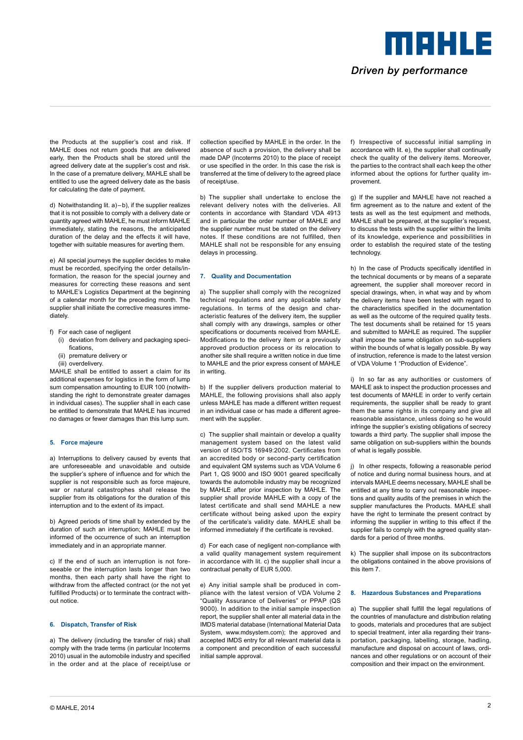the Products at the supplier's cost and risk. If MAHLE does not return goods that are delivered early, then the Products shall be stored until the agreed delivery date at the supplier's cost and risk. In the case of a premature delivery, MAHLE shall be entitled to use the agreed delivery date as the basis for calculating the date of payment.

d) Notwithstanding lit. a)–b), if the supplier realizes that it is not possible to comply with a delivery date or quantity agreed with MAHLE, he must inform MAHLE immediately, stating the reasons, the anticipated duration of the delay and the effects it will have, together with suitable measures for averting them.

e) All special journeys the supplier decides to make must be recorded, specifying the order details/information, the reason for the special journey and measures for correcting these reasons and sent to MAHLE's Logistics Department at the beginning of a calendar month for the preceding month. The supplier shall initiate the corrective measures immediately.

f) For each case of negligent
   (i) deviation from delivery and packaging specifications,
   (ii) premature delivery or
   (iii) overdelivery.

MAHLE shall be entitled to assert a claim for its additional expenses for logistics in the form of lump sum compensation amounting to EUR 100 (notwithstanding the right to demonstrate greater damages in individual cases). The supplier shall in each case be entitled to demonstrate that MAHLE has incurred no damages or fewer damages than this lump sum.

## 5. Force majeure

a) Interruptions to delivery caused by events that are unforeseeable and unavoidable and outside the supplier's sphere of influence and for which the supplier is not responsible such as force majeure, war or natural catastrophes shall release the supplier from its obligations for the duration of this interruption and to the extent of its impact.

b) Agreed periods of time shall by extended by the duration of such an interruption; MAHLE must be informed of the occurrence of such an interruption immediately and in an appropriate manner.

c) If the end of such an interruption is not foreseeable or the interruption lasts longer than two months, then each party shall have the right to withdraw from the affected contract (or the not yet fulfilled Products) or to terminate the contract without notice.

## 6. Dispatch, Transfer of Risk

a) The delivery (including the transfer of risk) shall comply with the trade terms (in particular Incoterms 2010) usual in the automobile industry and specified in the order and at the place of receipt/use or collection specified by MAHLE in the order. In the absence of such a provision, the delivery shall be made DAP (Incoterms 2010) to the place of receipt or use specified in the order. In this case the risk is transferred at the time of delivery to the agreed place of receipt/use.

b) The supplier shall undertake to enclose the relevant delivery notes with the deliveries. All contents in accordance with Standard VDA 4913 and in particular the order number of MAHLE and the supplier number must be stated on the delivery notes. If these conditions are not fulfilled, then MAHLE shall not be responsible for any ensuing delays in processing.

## 7. Quality and Documentation

a) The supplier shall comply with the recognized technical regulations and any applicable safety regulations. In terms of the design and characteristic features of the delivery item, the supplier shall comply with any drawings, samples or other specifications or documents received from MAHLE. Modifications to the delivery item or a previously approved production process or its relocation to another site shall require a written notice in due time to MAHLE and the prior express consent of MAHLE in writing.

b) If the supplier delivers production material to MAHLE, the following provisions shall also apply unless MAHLE has made a different written request in an individual case or has made a different agreement with the supplier.

c) The supplier shall maintain or develop a quality management system based on the latest valid version of ISO/TS 16949:2002. Certificates from an accredited body or second-party certification and equivalent QM systems such as VDA Volume 6 Part 1, QS 9000 and ISO 9001 geared specifically towards the automobile industry may be recognized by MAHLE after prior inspection by MAHLE. The supplier shall provide MAHLE with a copy of the latest certificate and shall send MAHLE a new certificate without being asked upon the expiry of the certificate's validity date. MAHLE shall be informed immediately if the certificate is revoked.

d) For each case of negligent non-compliance with a valid quality management system requirement in accordance with lit. c) the supplier shall incur a contractual penalty of EUR 5,000.

e) Any initial sample shall be produced in compliance with the latest version of VDA Volume 2 "Quality Assurance of Deliveries" or PPAP (QS 9000). In addition to the initial sample inspection report, the supplier shall enter all material data in the IMDS material database (International Material Data System, www.mdsystem.com); the approved and accepted IMDS entry for all relevant material data is a component and precondition of each successful initial sample approval.

f) Irrespective of successful initial sampling in accordance with lit. e), the supplier shall continually check the quality of the delivery items. Moreover, the parties to the contract shall each keep the other informed about the options for further quality improvement.

g) If the supplier and MAHLE have not reached a firm agreement as to the nature and extent of the tests as well as the test equipment and methods, MAHLE shall be prepared, at the supplier's request, to discuss the tests with the supplier within the limits of its knowledge, experience and possibilities in order to establish the required state of the testing technology.

h) In the case of Products specifically identified in the technical documents or by means of a separate agreement, the supplier shall moreover record in special drawings, when, in what way and by whom the delivery items have been tested with regard to the characteristics specified in the documentation as well as the outcome of the required quality tests. The test documents shall be retained for 15 years and submitted to MAHLE as required. The supplier shall impose the same obligation on sub-suppliers within the bounds of what is legally possible. By way of instruction, reference is made to the latest version of VDA Volume 1 "Production of Evidence".

i) In so far as any authorities or customers of MAHLE ask to inspect the production processes and test documents of MAHLE in order to verify certain requirements, the supplier shall be ready to grant them the same rights in its company and give all reasonable assistance, unless doing so he would infringe the supplier's existing obligations of secrecy towards a third party. The supplier shall impose the same obligation on sub-suppliers within the bounds of what is legally possible.

j) In other respects, following a reasonable period of notice and during normal business hours, and at intervals MAHLE deems necessary, MAHLE shall be entitled at any time to carry out reasonable inspections and quality audits of the premises in which the supplier manufactures the Products. MAHLE shall have the right to terminate the present contract by informing the supplier in writing to this effect if the supplier fails to comply with the agreed quality standards for a period of three months.

k) The supplier shall impose on its subcontractors the obligations contained in the above provisions of this item 7.

## 8. Hazardous Substances and Preparations

a) The supplier shall fulfill the legal regulations of the countries of manufacture and distribution relating to goods, materials and procedures that are subject to special treatment, inter alia regarding their transportation, packaging, labelling, storage, hadling, manufacture and disposal on account of laws, ordinances and other regulations or on account of their composition and their impact on the environment.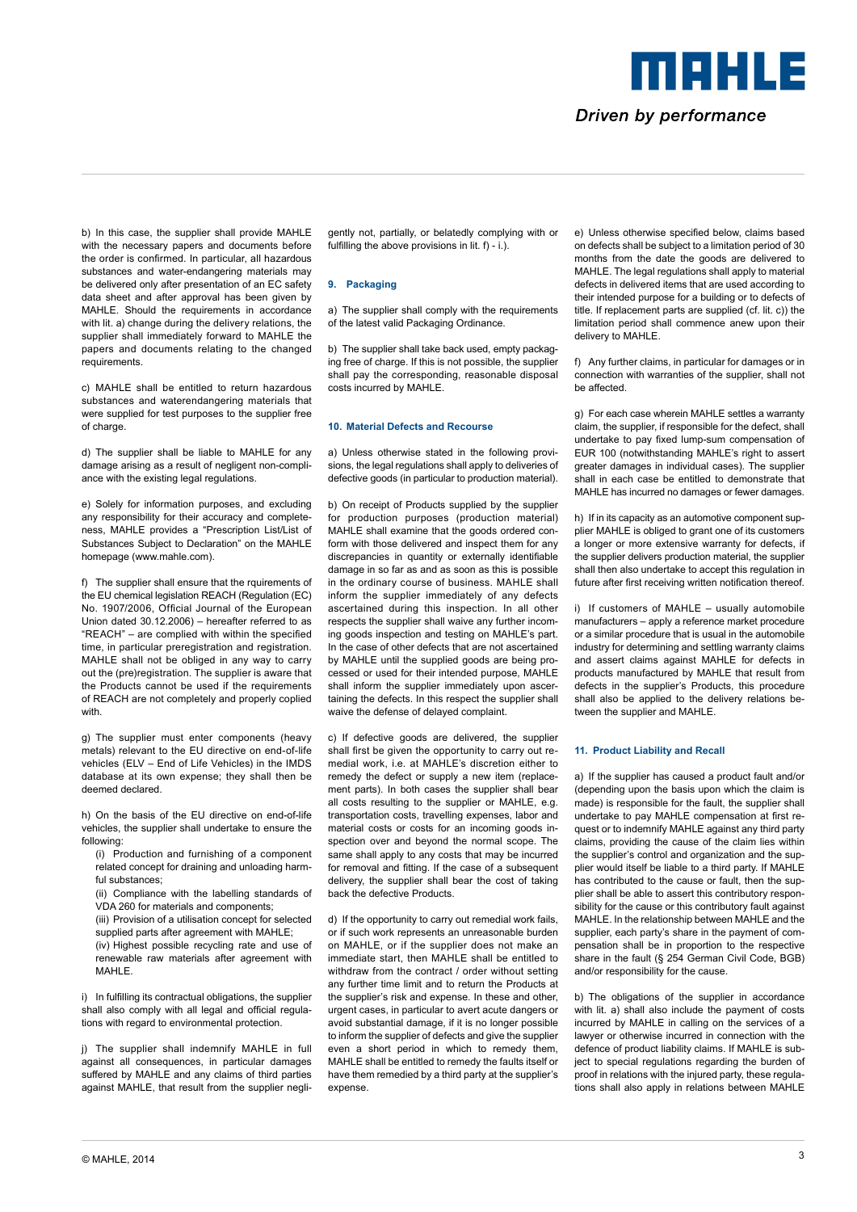b) In this case, the supplier shall provide MAHLE with the necessary papers and documents before the order is confirmed. In particular, all hazardous substances and water-endangering materials may be delivered only after presentation of an EC safety data sheet and after approval has been given by MAHLE. Should the requirements in accordance with lit. a) change during the delivery relations, the supplier shall immediately forward to MAHLE the papers and documents relating to the changed requirements.

c) MAHLE shall be entitled to return hazardous substances and waterendangering materials that were supplied for test purposes to the supplier free of charge.

d) The supplier shall be liable to MAHLE for any damage arising as a result of negligent non-compliance with the existing legal regulations.

e) Solely for information purposes, and excluding any responsibility for their accuracy and completeness, MAHLE provides a "Prescription List/List of Substances Subject to Declaration" on the MAHLE homepage (www.mahle.com).

f) The supplier shall ensure that the rquirements of the EU chemical legislation REACH (Regulation (EC) No. 1907/2006, Official Journal of the European Union dated 30.12.2006) – hereafter referred to as "REACH" – are complied with within the specified time, in particular preregistration and registration. MAHLE shall not be obliged in any way to carry out the (pre)registration. The supplier is aware that the Products cannot be used if the requirements of REACH are not completely and properly copied with.

g) The supplier must enter components (heavy metals) relevant to the EU directive on end-of-life vehicles (ELV – End of Life Vehicles) in the IMDS database at its own expense; they shall then be deemed declared.

h) On the basis of the EU directive on end-of-life vehicles, the supplier shall undertake to ensure the following:

(i) Production and furnishing of a component related concept for draining and unloading harmful substances;
(ii) Compliance with the labelling standards of VDA 260 for materials and components;
(iii) Provision of a utilisation concept for selected supplied parts after agreement with MAHLE;
(iv) Highest possible recycling rate and use of renewable raw materials after agreement with MAHLE.

i) In fulfilling its contractual obligations, the supplier shall also comply with all legal and official regulations with regard to environmental protection.

j) The supplier shall indemnify MAHLE in full against all consequences, in particular damages suffered by MAHLE and any claims of third parties against MAHLE, that result from the supplier negligently not, partially, or belatedly complying with or fulfilling the above provisions in lit. f) - i.).

### 9. Packaging

a) The supplier shall comply with the requirements of the latest valid Packaging Ordinance.

b) The supplier shall take back used, empty packaging free of charge. If this is not possible, the supplier shall pay the corresponding, reasonable disposal costs incurred by MAHLE.

### 10. Material Defects and Recourse

a) Unless otherwise stated in the following provisions, the legal regulations shall apply to deliveries of defective goods (in particular to production material).

b) On receipt of Products supplied by the supplier for production purposes (production material) MAHLE shall examine that the goods ordered conform with those delivered and inspect them for any discrepancies in quantity or externally identifiable damage in so far as and as soon as this is possible in the ordinary course of business. MAHLE shall inform the supplier immediately of any defects ascertained during this inspection. In all other respects the supplier shall waive any further incoming goods inspection and testing on MAHLE's part. In the case of other defects that are not ascertained by MAHLE until the supplied goods are being processed or used for their intended purpose, MAHLE shall inform the supplier immediately upon ascertaining the defects. In this respect the supplier shall waive the defense of delayed complaint.

c) If defective goods are delivered, the supplier shall first be given the opportunity to carry out remedial work, i.e. at MAHLE's discretion either to remedy the defect or supply a new item (replacement parts). In both cases the supplier shall bear all costs resulting to the supplier or MAHLE, e.g. transportation costs, travelling expenses, labor and material costs or costs for an incoming goods inspection over and beyond the normal scope. The same shall apply to any costs that may be incurred for removal and fitting. If the case of a subsequent delivery, the supplier shall bear the cost of taking back the defective Products.

d) If the opportunity to carry out remedial work fails, or if such work represents an unreasonable burden on MAHLE, or if the supplier does not make an immediate start, then MAHLE shall be entitled to withdraw from the contract / order without setting any further time limit and to return the Products at the supplier's risk and expense. In these and other, urgent cases, in particular to avert acute dangers or avoid substantial damage, if it is no longer possible to inform the supplier of defects and give the supplier even a short period in which to remedy them, MAHLE shall be entitled to remedy the faults itself or have them remedied by a third party at the supplier's expense.

e) Unless otherwise specified below, claims based on defects shall be subject to a limitation period of 30 months from the date the goods are delivered to MAHLE. The legal regulations shall apply to material defects in delivered items that are used according to their intended purpose for a building or to defects of title. If replacement parts are supplied (cf. lit. c)) the limitation period shall commence anew upon their delivery to MAHLE.

f) Any further claims, in particular for damages or in connection with warranties of the supplier, shall not be affected.

g) For each case wherein MAHLE settles a warranty claim, the supplier, if responsible for the defect, shall undertake to pay fixed lump-sum compensation of EUR 100 (notwithstanding MAHLE's right to assert greater damages in individual cases). The supplier shall in each case be entitled to demonstrate that MAHLE has incurred no damages or fewer damages.

h) If in its capacity as an automotive component supplier MAHLE is obliged to grant one of its customers a longer or more extensive warranty for defects, if the supplier delivers production material, the supplier shall then also undertake to accept this regulation in future after first receiving written notification thereof.

i) If customers of MAHLE – usually automobile manufacturers – apply a reference market procedure or a similar procedure that is usual in the automobile industry for determining and settling warranty claims and assert claims against MAHLE for defects in products manufactured by MAHLE that result from defects in the supplier's Products, this procedure shall also be applied to the delivery relations between the supplier and MAHLE.

### 11. Product Liability and Recall

a) If the supplier has caused a product fault and/or (depending upon the basis upon which the claim is made) is responsible for the fault, the supplier shall undertake to pay MAHLE compensation at first request or to indemnify MAHLE against any third party claims, providing the cause of the claim lies within the supplier's control and organization and the supplier would itself be liable to a third party. If MAHLE has contributed to the cause or fault, then the supplier shall be able to assert this contributory responsibility for the cause or this contributory fault against MAHLE. In the relationship between MAHLE and the supplier, each party's share in the payment of compensation shall be in proportion to the respective share in the fault (§ 254 German Civil Code, BGB) and/or responsibility for the cause.

b) The obligations of the supplier in accordance with lit. a) shall also include the payment of costs incurred by MAHLE in calling on the services of a lawyer or otherwise incurred in connection with the defence of product liability claims. If MAHLE is subject to special regulations regarding the burden of proof in relations with the injured party, these regulations shall also apply in relations between MAHLE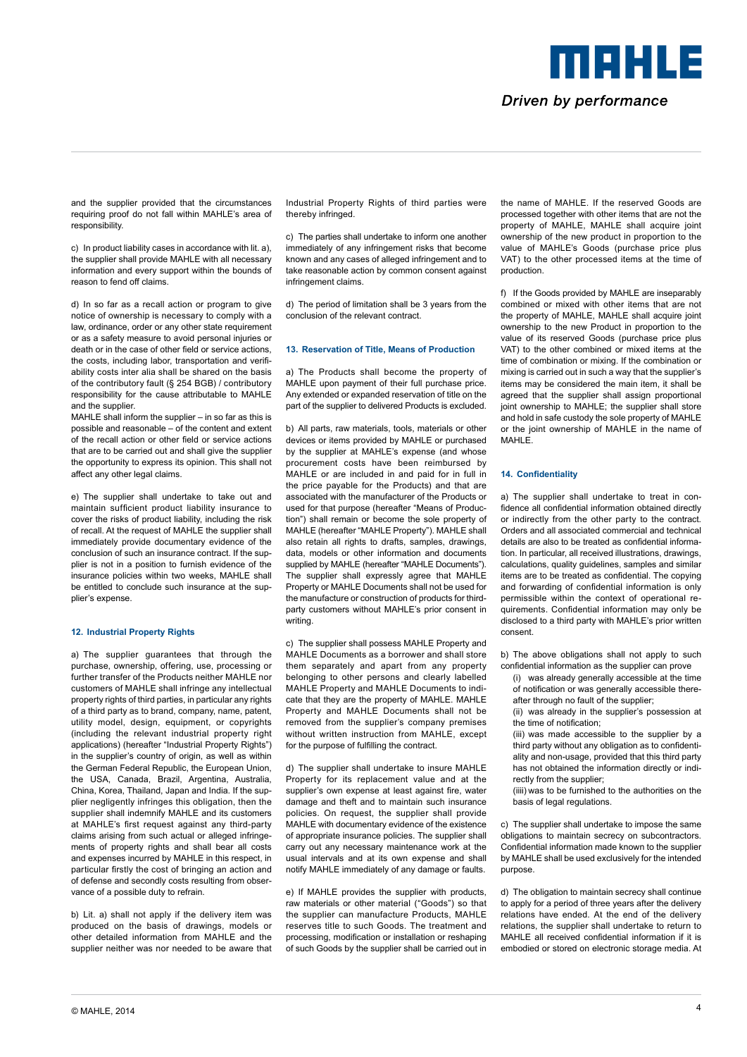and the supplier provided that the circumstances requiring proof do not fall within MAHLE's area of responsibility.

c) In product liability cases in accordance with lit. a), the supplier shall provide MAHLE with all necessary information and every support within the bounds of reason to fend off claims.

d) In so far as a recall action or program to give notice of ownership is necessary to comply with a law, ordinance, order or any other state requirement or as a safety measure to avoid personal injuries or death or in the case of other field or service actions, the costs, including labor, transportation and verifiability costs inter alia shall be shared on the basis of the contributory fault (§ 254 BGB) / contributory responsibility for the cause attributable to MAHLE and the supplier.
MAHLE shall inform the supplier – in so far as this is possible and reasonable – of the content and extent of the recall action or other field or service actions that are to be carried out and shall give the supplier the opportunity to express its opinion. This shall not affect any other legal claims.

e) The supplier shall undertake to take out and maintain sufficient product liability insurance to cover the risks of product liability, including the risk of recall. At the request of MAHLE the supplier shall immediately provide documentary evidence of the conclusion of such an insurance contract. If the supplier is not in a position to furnish evidence of the insurance policies within two weeks, MAHLE shall be entitled to conclude such insurance at the supplier's expense.

## 12. Industrial Property Rights

a) The supplier guarantees that through the purchase, ownership, offering, use, processing or further transfer of the Products neither MAHLE nor customers of MAHLE shall infringe any intellectual property rights of third parties, in particular any rights of a third party as to brand, company, name, patent, utility model, design, equipment, or copyrights (including the relevant industrial property right applications) (hereafter "Industrial Property Rights") in the supplier's country of origin, as well as within the German Federal Republic, the European Union, the USA, Canada, Brazil, Argentina, Australia, China, Korea, Thailand, Japan and India. If the supplier negligently infringes this obligation, then the supplier shall indemnify MAHLE and its customers at MAHLE's first request against any third-party claims arising from such actual or alleged infringements of property rights and shall bear all costs and expenses incurred by MAHLE in this respect, in particular firstly the cost of bringing an action and of defense and secondly costs resulting from observance of a possible duty to refrain.

b) Lit. a) shall not apply if the delivery item was produced on the basis of drawings, models or other detailed information from MAHLE and the supplier neither was nor needed to be aware that Industrial Property Rights of third parties were thereby infringed.

c) The parties shall undertake to inform one another immediately of any infringement risks that become known and any cases of alleged infringement and to take reasonable action by common consent against infringement claims.

d) The period of limitation shall be 3 years from the conclusion of the relevant contract.

## 13. Reservation of Title, Means of Production

a) The Products shall become the property of MAHLE upon payment of their full purchase price. Any extended or expanded reservation of title on the part of the supplier to delivered Products is excluded.

b) All parts, raw materials, tools, materials or other devices or items provided by MAHLE or purchased by the supplier at MAHLE's expense (and whose procurement costs have been reimbursed by MAHLE or are included in and paid for in full in the price payable for the Products) and that are associated with the manufacturer of the Products or used for that purpose (hereafter "Means of Production") shall remain or become the sole property of MAHLE (hereafter "MAHLE Property"). MAHLE shall also retain all rights to drafts, samples, drawings, data, models or other information and documents supplied by MAHLE (hereafter "MAHLE Documents"). The supplier shall expressly agree that MAHLE Property or MAHLE Documents shall not be used for the manufacture or construction of products for third-party customers without MAHLE's prior consent in writing.

c) The supplier shall possess MAHLE Property and MAHLE Documents as a borrower and shall store them separately and apart from any property belonging to other persons and clearly labelled MAHLE Property and MAHLE Documents to indicate that they are the property of MAHLE. MAHLE Property and MAHLE Documents shall not be removed from the supplier's company premises without written instruction from MAHLE, except for the purpose of fulfilling the contract.

d) The supplier shall undertake to insure MAHLE Property for its replacement value and at the supplier's own expense at least against fire, water damage and theft and to maintain such insurance policies. On request, the supplier shall provide MAHLE with documentary evidence of the existence of appropriate insurance policies. The supplier shall carry out any necessary maintenance work at the usual intervals and at its own expense and shall notify MAHLE immediately of any damage or faults.

e) If MAHLE provides the supplier with products, raw materials or other material ("Goods") so that the supplier can manufacture Products, MAHLE reserves title to such Goods. The treatment and processing, modification or installation or reshaping of such Goods by the supplier shall be carried out in the name of MAHLE. If the reserved Goods are processed together with other items that are not the property of MAHLE, MAHLE shall acquire joint ownership of the new product in proportion to the value of MAHLE's Goods (purchase price plus VAT) to the other processed items at the time of production.

f) If the Goods provided by MAHLE are inseparably combined or mixed with other items that are not the property of MAHLE, MAHLE shall acquire joint ownership to the new Product in proportion to the value of its reserved Goods (purchase price plus VAT) to the other combined or mixed items at the time of combination or mixing. If the combination or mixing is carried out in such a way that the supplier's items may be considered the main item, it shall be agreed that the supplier shall assign proportional joint ownership to MAHLE; the supplier shall store and hold in safe custody the sole property of MAHLE or the joint ownership of MAHLE in the name of MAHLE.

## 14. Confidentiality

a) The supplier shall undertake to treat in confidence all confidential information obtained directly or indirectly from the other party to the contract. Orders and all associated commercial and technical details are also to be treated as confidential information. In particular, all received illustrations, drawings, calculations, quality guidelines, samples and similar items are to be treated as confidential. The copying and forwarding of confidential information is only permissible within the context of operational requirements. Confidential information may only be disclosed to a third party with MAHLE's prior written consent.

b) The above obligations shall not apply to such confidential information as the supplier can prove

(i) was already generally accessible at the time of notification or was generally accessible thereafter through no fault of the supplier;
(ii) was already in the supplier's possession at the time of notification;
(iii) was made accessible to the supplier by a third party without any obligation as to confidentiality and non-usage, provided that this third party has not obtained the information directly or indirectly from the supplier;
(iiii) was to be furnished to the authorities on the basis of legal regulations.

c) The supplier shall undertake to impose the same obligations to maintain secrecy on subcontractors. Confidential information made known to the supplier by MAHLE shall be used exclusively for the intended purpose.

d) The obligation to maintain secrecy shall continue to apply for a period of three years after the delivery relations have ended. At the end of the delivery relations, the supplier shall undertake to return to MAHLE all received confidential information if it is embodied or stored on electronic storage media. At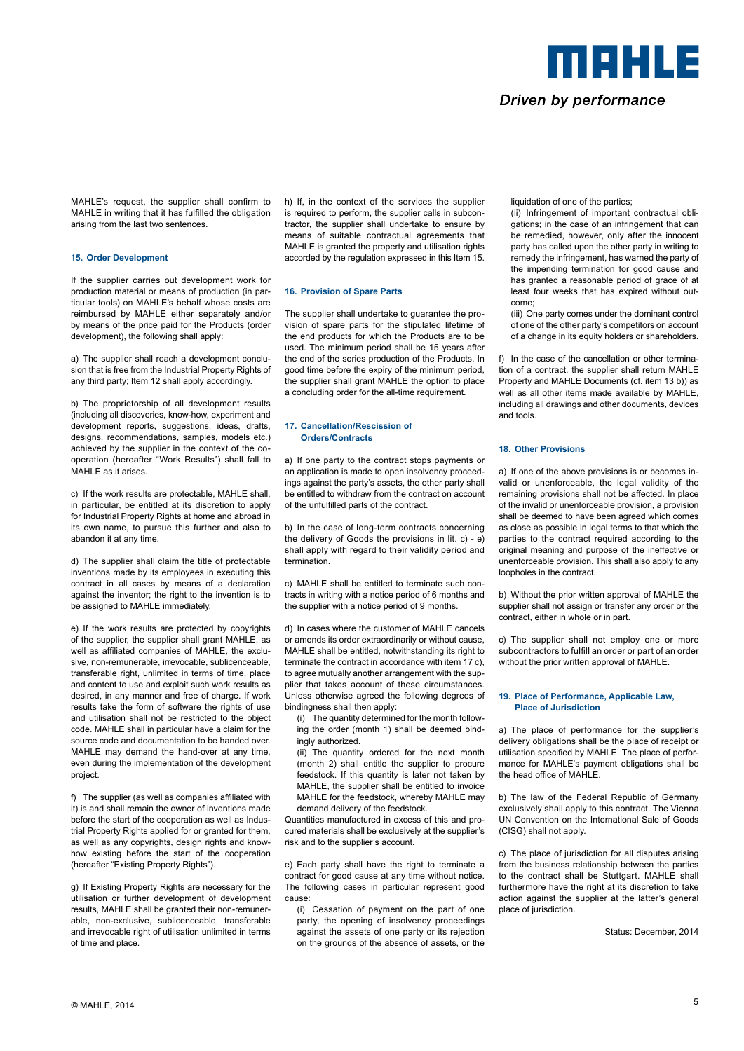MAHLE's request, the supplier shall confirm to MAHLE in writing that it has fulfilled the obligation arising from the last two sentences.

## 15. Order Development

If the supplier carries out development work for production material or means of production (in particular tools) on MAHLE's behalf whose costs are reimbursed by MAHLE either separately and/or by means of the price paid for the Products (order development), the following shall apply:

a) The supplier shall reach a development conclusion that is free from the Industrial Property Rights of any third party; Item 12 shall apply accordingly.

b) The proprietorship of all development results (including all discoveries, know-how, experiment and development reports, suggestions, ideas, drafts, designs, recommendations, samples, models etc.) achieved by the supplier in the context of the cooperation (hereafter "Work Results") shall fall to MAHLE as it arises.

c) If the work results are protectable, MAHLE shall, in particular, be entitled at its discretion to apply for Industrial Property Rights at home and abroad in its own name, to pursue this further and also to abandon it at any time.

d) The supplier shall claim the title of protectable inventions made by its employees in executing this contract in all cases by means of a declaration against the inventor; the right to the invention is to be assigned to MAHLE immediately.

e) If the work results are protected by copyrights of the supplier, the supplier shall grant MAHLE, as well as affiliated companies of MAHLE, the exclusive, non-remunerable, irrevocable, sublicenceable, transferable right, unlimited in terms of time, place and content to use and exploit such work results as desired, in any manner and free of charge. If work results take the form of software the rights of use and utilisation shall not be restricted to the object code. MAHLE shall in particular have a claim for the source code and documentation to be handed over. MAHLE may demand the hand-over at any time, even during the implementation of the development project.

f) The supplier (as well as companies affiliated with it) is and shall remain the owner of inventions made before the start of the cooperation as well as Industrial Property Rights applied for or granted for them, as well as any copyrights, design rights and knowhow existing before the start of the cooperation (hereafter "Existing Property Rights").

g) If Existing Property Rights are necessary for the utilisation or further development of development results, MAHLE shall be granted their non-remunerable, non-exclusive, sublicenceable, transferable and irrevocable right of utilisation unlimited in terms of time and place.

h) If, in the context of the services the supplier is required to perform, the supplier calls in subcontractor, the supplier shall undertake to ensure by means of suitable contractual agreements that MAHLE is granted the property and utilisation rights accorded by the regulation expressed in this Item 15.

## 16. Provision of Spare Parts

The supplier shall undertake to guarantee the provision of spare parts for the stipulated lifetime of the end products for which the Products are to be used. The minimum period shall be 15 years after the end of the series production of the Products. In good time before the expiry of the minimum period, the supplier shall grant MAHLE the option to place a concluding order for the all-time requirement.

## 17. Cancellation/Rescission of Orders/Contracts

a) If one party to the contract stops payments or an application is made to open insolvency proceedings against the party's assets, the other party shall be entitled to withdraw from the contract on account of the unfulfilled parts of the contract.

b) In the case of long-term contracts concerning the delivery of Goods the provisions in lit. c) - e) shall apply with regard to their validity period and termination.

c) MAHLE shall be entitled to terminate such contracts in writing with a notice period of 6 months and the supplier with a notice period of 9 months.

d) In cases where the customer of MAHLE cancels or amends its order extraordinarily or without cause, MAHLE shall be entitled, notwithstanding its right to terminate the contract in accordance with item 17 c), to agree mutually another arrangement with the supplier that takes account of these circumstances. Unless otherwise agreed the following degrees of bindingness shall then apply:

(i) The quantity determined for the month following the order (month 1) shall be deemed bindingly authorized.

(ii) The quantity ordered for the next month (month 2) shall entitle the supplier to procure feedstock. If this quantity is later not taken by MAHLE, the supplier shall be entitled to invoice MAHLE for the feedstock, whereby MAHLE may demand delivery of the feedstock.

Quantities manufactured in excess of this and procured materials shall be exclusively at the supplier's risk and to the supplier's account.

e) Each party shall have the right to terminate a contract for good cause at any time without notice. The following cases in particular represent good cause:

(i) Cessation of payment on the part of one party, the opening of insolvency proceedings against the assets of one party or its rejection on the grounds of the absence of assets, or the liquidation of one of the parties;

(ii) Infringement of important contractual obligations; in the case of an infringement that can be remedied, however, only after the innocent party has called upon the other party in writing to remedy the infringement, has warned the party of the impending termination for good cause and has granted a reasonable period of grace of at least four weeks that has expired without outcome;

(iii) One party comes under the dominant control of one of the other party's competitors on account of a change in its equity holders or shareholders.

f) In the case of the cancellation or other termination of a contract, the supplier shall return MAHLE Property and MAHLE Documents (cf. item 13 b)) as well as all other items made available by MAHLE, including all drawings and other documents, devices and tools.

## 18. Other Provisions

a) If one of the above provisions is or becomes invalid or unenforceable, the legal validity of the remaining provisions shall not be affected. In place of the invalid or unenforceable provision, a provision shall be deemed to have been agreed which comes as close as possible in legal terms to that which the parties to the contract required according to the original meaning and purpose of the ineffective or unenforceable provision. This shall also apply to any loopholes in the contract.

b) Without the prior written approval of MAHLE the supplier shall not assign or transfer any order or the contract, either in whole or in part.

c) The supplier shall not employ one or more subcontractors to fulfill an order or part of an order without the prior written approval of MAHLE.

## 19. Place of Performance, Applicable Law, Place of Jurisdiction

a) The place of performance for the supplier's delivery obligations shall be the place of receipt or utilisation specified by MAHLE. The place of performance for MAHLE's payment obligations shall be the head office of MAHLE.

b) The law of the Federal Republic of Germany exclusively shall apply to this contract. The Vienna UN Convention on the International Sale of Goods (CISG) shall not apply.

c) The place of jurisdiction for all disputes arising from the business relationship between the parties to the contract shall be Stuttgart. MAHLE shall furthermore have the right at its discretion to take action against the supplier at the latter's general place of jurisdiction.

Status: December, 2014